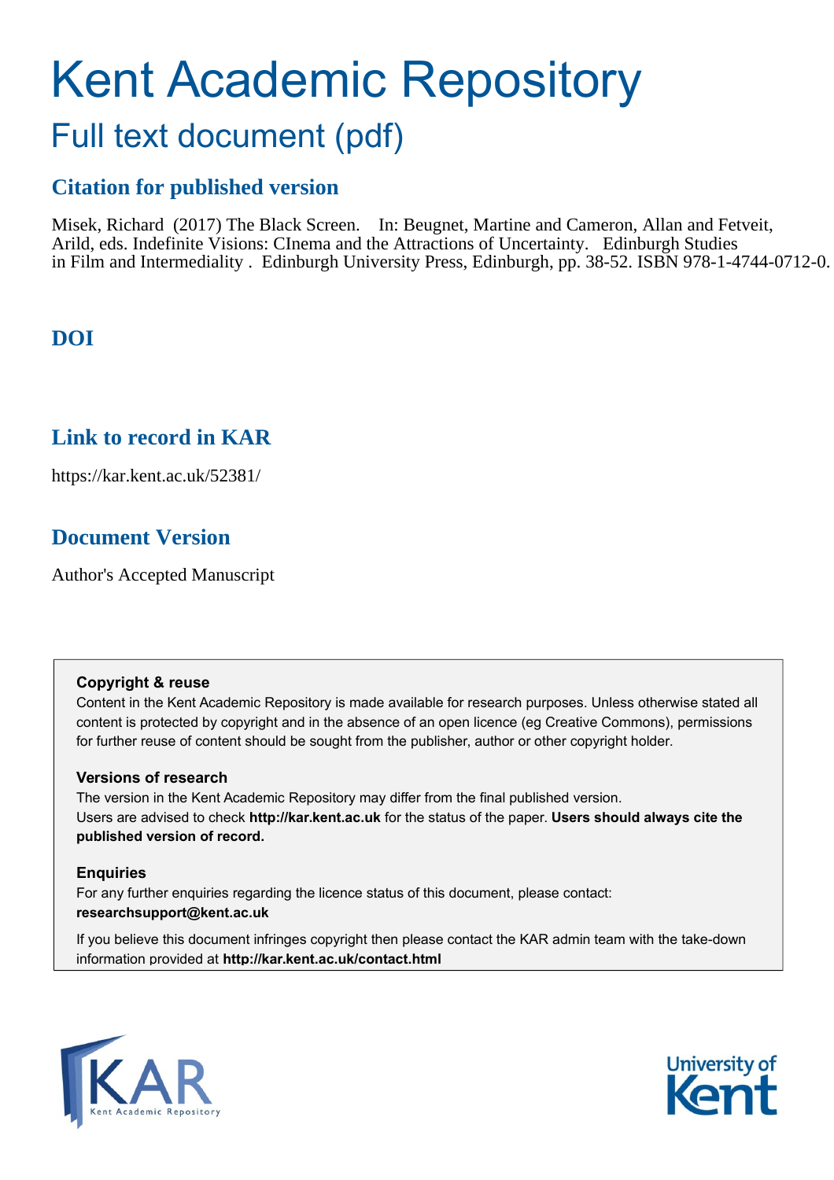# Kent Academic Repository

## Full text document (pdf)

### Citation for published version

Misek, Richard (2017) The Black Screen. In: Beugnet, Martine and Cameron, Allan and Fetveit, Arild, eds. Indefinite Visions: CInema and the Attractions of Uncertainty. Edinburgh Studies in Film and Intermediality . Edinburgh University Press, Edinburgh, pp. 38-52. ISBN 978-1-4744-0712-0.

### DOI

### Link to record in KAR

https://kar.kent.ac.uk/52381/

### Document Version

Author's Accepted Manuscript

**Copyright & reuse**

Content in the Kent Academic Repository is made available for research purposes. Unless otherwise stated all content is protected by copyright and in the absence of an open licence (eg Creative Commons), permissions for further reuse of content should be sought from the publisher, author or other copyright holder.

**Versions of research**

The version in the Kent Academic Repository may differ from the final published version. Users are advised to check **http://kar.kent.ac.uk** for the status of the paper. **Users should always cite the published version of record.**

**Enquiries**

For any further enquiries regarding the licence status of this document, please contact: **researchsupport@kent.ac.uk**

If you believe this document infringes copyright then please contact the KAR admin team with the take-down information provided at **http://kar.kent.ac.uk/contact.html**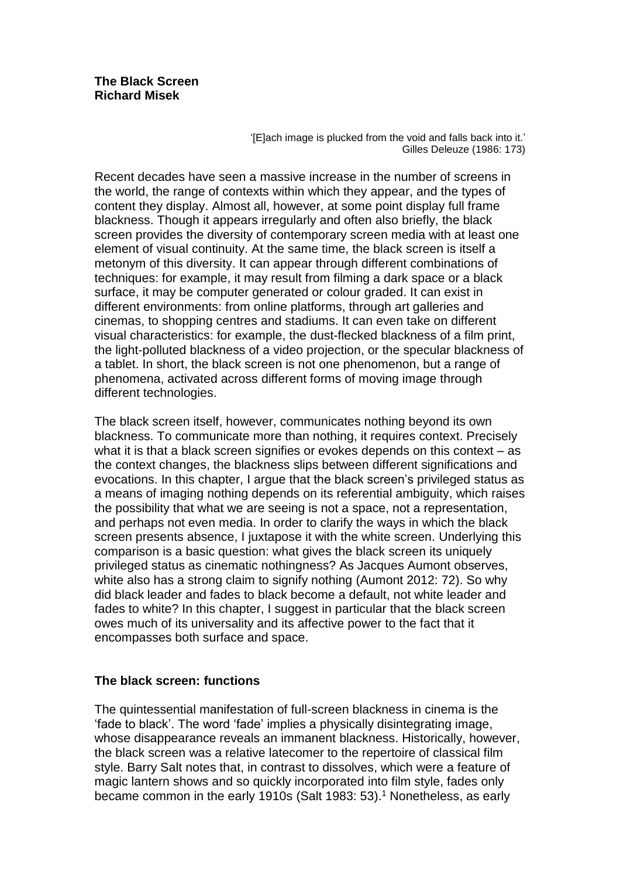**The Black Screen**
**Richard Misek**

> '[E]ach image is plucked from the void and falls back into it.'
> Gilles Deleuze (1986: 173)

Recent decades have seen a massive increase in the number of screens in the world, the range of contexts within which they appear, and the types of content they display. Almost all, however, at some point display full frame blackness. Though it appears irregularly and often also briefly, the black screen provides the diversity of contemporary screen media with at least one element of visual continuity. At the same time, the black screen is itself a metonym of this diversity. It can appear through different combinations of techniques: for example, it may result from filming a dark space or a black surface, it may be computer generated or colour graded. It can exist in different environments: from online platforms, through art galleries and cinemas, to shopping centres and stadiums. It can even take on different visual characteristics: for example, the dust-flecked blackness of a film print, the light-polluted blackness of a video projection, or the specular blackness of a tablet. In short, the black screen is not one phenomenon, but a range of phenomena, activated across different forms of moving image through different technologies.

The black screen itself, however, communicates nothing beyond its own blackness. To communicate more than nothing, it requires context. Precisely what it is that a black screen signifies or evokes depends on this context – as the context changes, the blackness slips between different significations and evocations. In this chapter, I argue that the black screen's privileged status as a means of imaging nothing depends on its referential ambiguity, which raises the possibility that what we are seeing is not a space, not a representation, and perhaps not even media. In order to clarify the ways in which the black screen presents absence, I juxtapose it with the white screen. Underlying this comparison is a basic question: what gives the black screen its uniquely privileged status as cinematic nothingness? As Jacques Aumont observes, white also has a strong claim to signify nothing (Aumont 2012: 72). So why did black leader and fades to black become a default, not white leader and fades to white? In this chapter, I suggest in particular that the black screen owes much of its universality and its affective power to the fact that it encompasses both surface and space.

## The black screen: functions

The quintessential manifestation of full-screen blackness in cinema is the 'fade to black'. The word 'fade' implies a physically disintegrating image, whose disappearance reveals an immanent blackness. Historically, however, the black screen was a relative latecomer to the repertoire of classical film style. Barry Salt notes that, in contrast to dissolves, which were a feature of magic lantern shows and so quickly incorporated into film style, fades only became common in the early 1910s (Salt 1983: 53).[1] Nonetheless, as early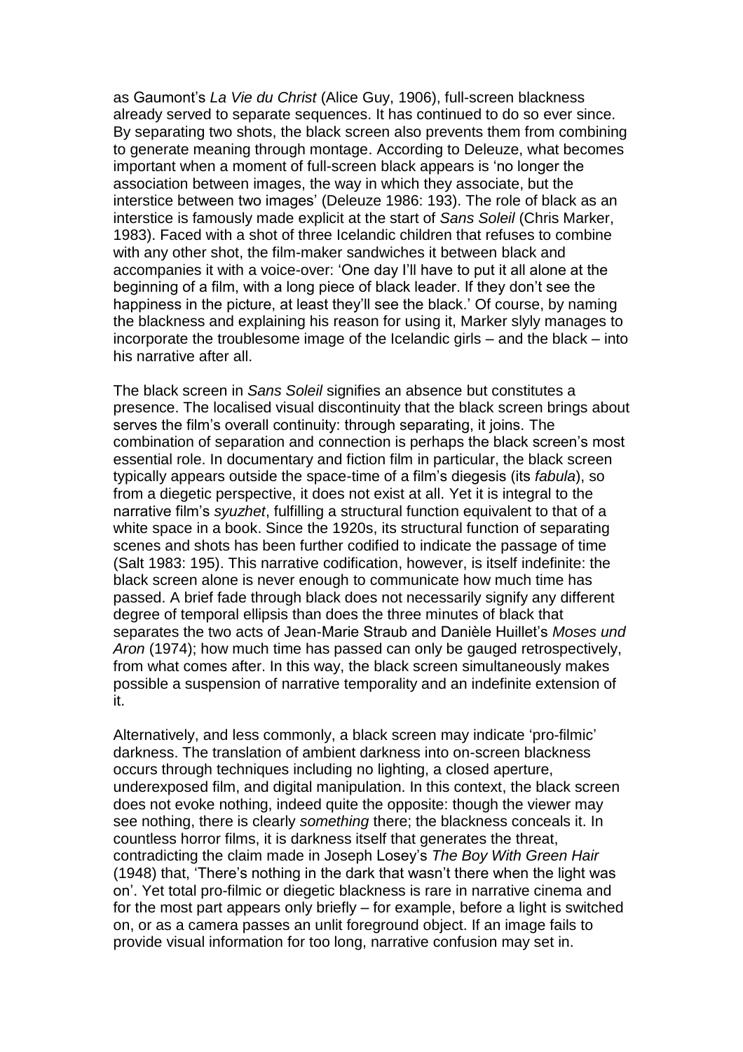as Gaumont's *La Vie du Christ* (Alice Guy, 1906), full-screen blackness already served to separate sequences. It has continued to do so ever since. By separating two shots, the black screen also prevents them from combining to generate meaning through montage. According to Deleuze, what becomes important when a moment of full-screen black appears is 'no longer the association between images, the way in which they associate, but the interstice between two images' (Deleuze 1986: 193). The role of black as an interstice is famously made explicit at the start of *Sans Soleil* (Chris Marker, 1983). Faced with a shot of three Icelandic children that refuses to combine with any other shot, the film-maker sandwiches it between black and accompanies it with a voice-over: 'One day I'll have to put it all alone at the beginning of a film, with a long piece of black leader. If they don't see the happiness in the picture, at least they'll see the black.' Of course, by naming the blackness and explaining his reason for using it, Marker slyly manages to incorporate the troublesome image of the Icelandic girls – and the black – into his narrative after all.

The black screen in *Sans Soleil* signifies an absence but constitutes a presence. The localised visual discontinuity that the black screen brings about serves the film's overall continuity: through separating, it joins. The combination of separation and connection is perhaps the black screen's most essential role. In documentary and fiction film in particular, the black screen typically appears outside the space-time of a film's diegesis (its *fabula*), so from a diegetic perspective, it does not exist at all. Yet it is integral to the narrative film's *syuzhet*, fulfilling a structural function equivalent to that of a white space in a book. Since the 1920s, its structural function of separating scenes and shots has been further codified to indicate the passage of time (Salt 1983: 195). This narrative codification, however, is itself indefinite: the black screen alone is never enough to communicate how much time has passed. A brief fade through black does not necessarily signify any different degree of temporal ellipsis than does the three minutes of black that separates the two acts of Jean-Marie Straub and Danièle Huillet's *Moses und Aron* (1974); how much time has passed can only be gauged retrospectively, from what comes after. In this way, the black screen simultaneously makes possible a suspension of narrative temporality and an indefinite extension of it.

Alternatively, and less commonly, a black screen may indicate 'pro-filmic' darkness. The translation of ambient darkness into on-screen blackness occurs through techniques including no lighting, a closed aperture, underexposed film, and digital manipulation. In this context, the black screen does not evoke nothing, indeed quite the opposite: though the viewer may see nothing, there is clearly *something* there; the blackness conceals it. In countless horror films, it is darkness itself that generates the threat, contradicting the claim made in Joseph Losey's *The Boy With Green Hair* (1948) that, 'There's nothing in the dark that wasn't there when the light was on'. Yet total pro-filmic or diegetic blackness is rare in narrative cinema and for the most part appears only briefly – for example, before a light is switched on, or as a camera passes an unlit foreground object. If an image fails to provide visual information for too long, narrative confusion may set in.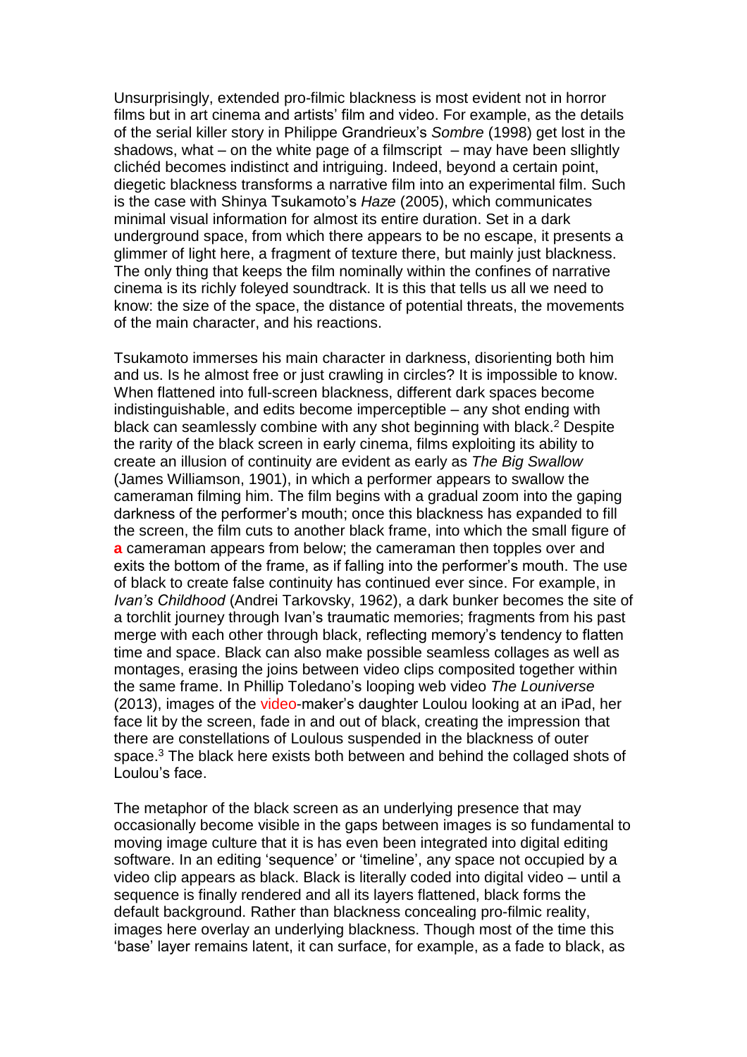Unsurprisingly, extended pro-filmic blackness is most evident not in horror films but in art cinema and artists' film and video. For example, as the details of the serial killer story in Philippe Grandrieux's *Sombre* (1998) get lost in the shadows, what – on the white page of a filmscript – may have been sllightly clichéd becomes indistinct and intriguing. Indeed, beyond a certain point, diegetic blackness transforms a narrative film into an experimental film. Such is the case with Shinya Tsukamoto's *Haze* (2005), which communicates minimal visual information for almost its entire duration. Set in a dark underground space, from which there appears to be no escape, it presents a glimmer of light here, a fragment of texture there, but mainly just blackness. The only thing that keeps the film nominally within the confines of narrative cinema is its richly foleyed soundtrack. It is this that tells us all we need to know: the size of the space, the distance of potential threats, the movements of the main character, and his reactions.

Tsukamoto immerses his main character in darkness, disorienting both him and us. Is he almost free or just crawling in circles? It is impossible to know. When flattened into full-screen blackness, different dark spaces become indistinguishable, and edits become imperceptible – any shot ending with black can seamlessly combine with any shot beginning with black.[2] Despite the rarity of the black screen in early cinema, films exploiting its ability to create an illusion of continuity are evident as early as *The Big Swallow* (James Williamson, 1901), in which a performer appears to swallow the cameraman filming him. The film begins with a gradual zoom into the gaping darkness of the performer's mouth; once this blackness has expanded to fill the screen, the film cuts to another black frame, into which the small figure of **a** cameraman appears from below; the cameraman then topples over and exits the bottom of the frame, as if falling into the performer's mouth. The use of black to create false continuity has continued ever since. For example, in *Ivan's Childhood* (Andrei Tarkovsky, 1962), a dark bunker becomes the site of a torchlit journey through Ivan's traumatic memories; fragments from his past merge with each other through black, reflecting memory's tendency to flatten time and space. Black can also make possible seamless collages as well as montages, erasing the joins between video clips composited together within the same frame. In Phillip Toledano's looping web video *The Louniverse* (2013), images of the video-maker's daughter Loulou looking at an iPad, her face lit by the screen, fade in and out of black, creating the impression that there are constellations of Loulous suspended in the blackness of outer space.[3] The black here exists both between and behind the collaged shots of Loulou's face.

The metaphor of the black screen as an underlying presence that may occasionally become visible in the gaps between images is so fundamental to moving image culture that it is has even been integrated into digital editing software. In an editing 'sequence' or 'timeline', any space not occupied by a video clip appears as black. Black is literally coded into digital video – until a sequence is finally rendered and all its layers flattened, black forms the default background. Rather than blackness concealing pro-filmic reality, images here overlay an underlying blackness. Though most of the time this 'base' layer remains latent, it can surface, for example, as a fade to black, as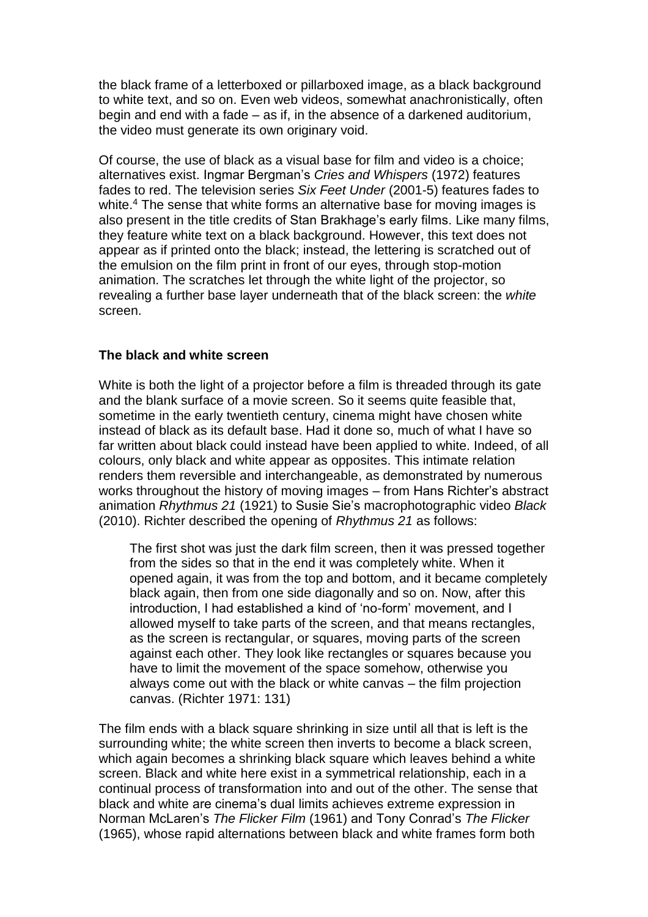the black frame of a letterboxed or pillarboxed image, as a black background to white text, and so on. Even web videos, somewhat anachronistically, often begin and end with a fade – as if, in the absence of a darkened auditorium, the video must generate its own originary void.

Of course, the use of black as a visual base for film and video is a choice; alternatives exist. Ingmar Bergman's *Cries and Whispers* (1972) features fades to red. The television series *Six Feet Under* (2001-5) features fades to white.[4] The sense that white forms an alternative base for moving images is also present in the title credits of Stan Brakhage's early films. Like many films, they feature white text on a black background. However, this text does not appear as if printed onto the black; instead, the lettering is scratched out of the emulsion on the film print in front of our eyes, through stop-motion animation. The scratches let through the white light of the projector, so revealing a further base layer underneath that of the black screen: the *white* screen.

## The black and white screen

White is both the light of a projector before a film is threaded through its gate and the blank surface of a movie screen. So it seems quite feasible that, sometime in the early twentieth century, cinema might have chosen white instead of black as its default base. Had it done so, much of what I have so far written about black could instead have been applied to white. Indeed, of all colours, only black and white appear as opposites. This intimate relation renders them reversible and interchangeable, as demonstrated by numerous works throughout the history of moving images – from Hans Richter's abstract animation *Rhythmus 21* (1921) to Susie Sie's macrophotographic video *Black* (2010). Richter described the opening of *Rhythmus 21* as follows:

> The first shot was just the dark film screen, then it was pressed together from the sides so that in the end it was completely white. When it opened again, it was from the top and bottom, and it became completely black again, then from one side diagonally and so on. Now, after this introduction, I had established a kind of 'no-form' movement, and I allowed myself to take parts of the screen, and that means rectangles, as the screen is rectangular, or squares, moving parts of the screen against each other. They look like rectangles or squares because you have to limit the movement of the space somehow, otherwise you always come out with the black or white canvas – the film projection canvas. (Richter 1971: 131)

The film ends with a black square shrinking in size until all that is left is the surrounding white; the white screen then inverts to become a black screen, which again becomes a shrinking black square which leaves behind a white screen. Black and white here exist in a symmetrical relationship, each in a continual process of transformation into and out of the other. The sense that black and white are cinema's dual limits achieves extreme expression in Norman McLaren's *The Flicker Film* (1961) and Tony Conrad's *The Flicker* (1965), whose rapid alternations between black and white frames form both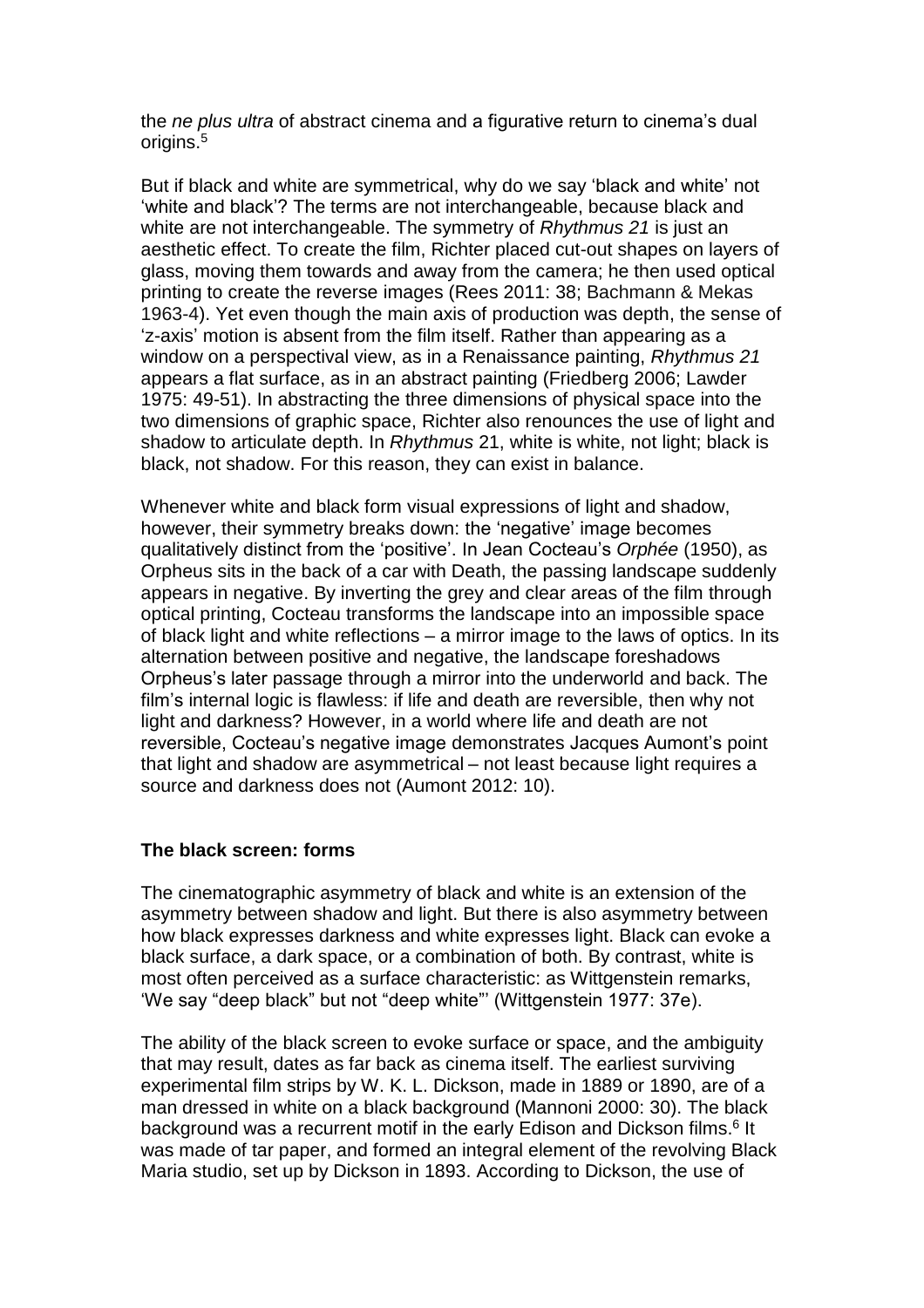the *ne plus ultra* of abstract cinema and a figurative return to cinema's dual origins.[5]

But if black and white are symmetrical, why do we say 'black and white' not 'white and black'? The terms are not interchangeable, because black and white are not interchangeable. The symmetry of *Rhythmus 21* is just an aesthetic effect. To create the film, Richter placed cut-out shapes on layers of glass, moving them towards and away from the camera; he then used optical printing to create the reverse images (Rees 2011: 38; Bachmann & Mekas 1963-4). Yet even though the main axis of production was depth, the sense of 'z-axis' motion is absent from the film itself. Rather than appearing as a window on a perspectival view, as in a Renaissance painting, *Rhythmus 21* appears a flat surface, as in an abstract painting (Friedberg 2006; Lawder 1975: 49-51). In abstracting the three dimensions of physical space into the two dimensions of graphic space, Richter also renounces the use of light and shadow to articulate depth. In *Rhythmus* 21, white is white, not light; black is black, not shadow. For this reason, they can exist in balance.

Whenever white and black form visual expressions of light and shadow, however, their symmetry breaks down: the 'negative' image becomes qualitatively distinct from the 'positive'. In Jean Cocteau's *Orphée* (1950), as Orpheus sits in the back of a car with Death, the passing landscape suddenly appears in negative. By inverting the grey and clear areas of the film through optical printing, Cocteau transforms the landscape into an impossible space of black light and white reflections – a mirror image to the laws of optics. In its alternation between positive and negative, the landscape foreshadows Orpheus's later passage through a mirror into the underworld and back. The film's internal logic is flawless: if life and death are reversible, then why not light and darkness? However, in a world where life and death are not reversible, Cocteau's negative image demonstrates Jacques Aumont's point that light and shadow are asymmetrical – not least because light requires a source and darkness does not (Aumont 2012: 10).

**The black screen: forms**

The cinematographic asymmetry of black and white is an extension of the asymmetry between shadow and light. But there is also asymmetry between how black expresses darkness and white expresses light. Black can evoke a black surface, a dark space, or a combination of both. By contrast, white is most often perceived as a surface characteristic: as Wittgenstein remarks, 'We say "deep black" but not "deep white"' (Wittgenstein 1977: 37e).

The ability of the black screen to evoke surface or space, and the ambiguity that may result, dates as far back as cinema itself. The earliest surviving experimental film strips by W. K. L. Dickson, made in 1889 or 1890, are of a man dressed in white on a black background (Mannoni 2000: 30). The black background was a recurrent motif in the early Edison and Dickson films.[6] It was made of tar paper, and formed an integral element of the revolving Black Maria studio, set up by Dickson in 1893. According to Dickson, the use of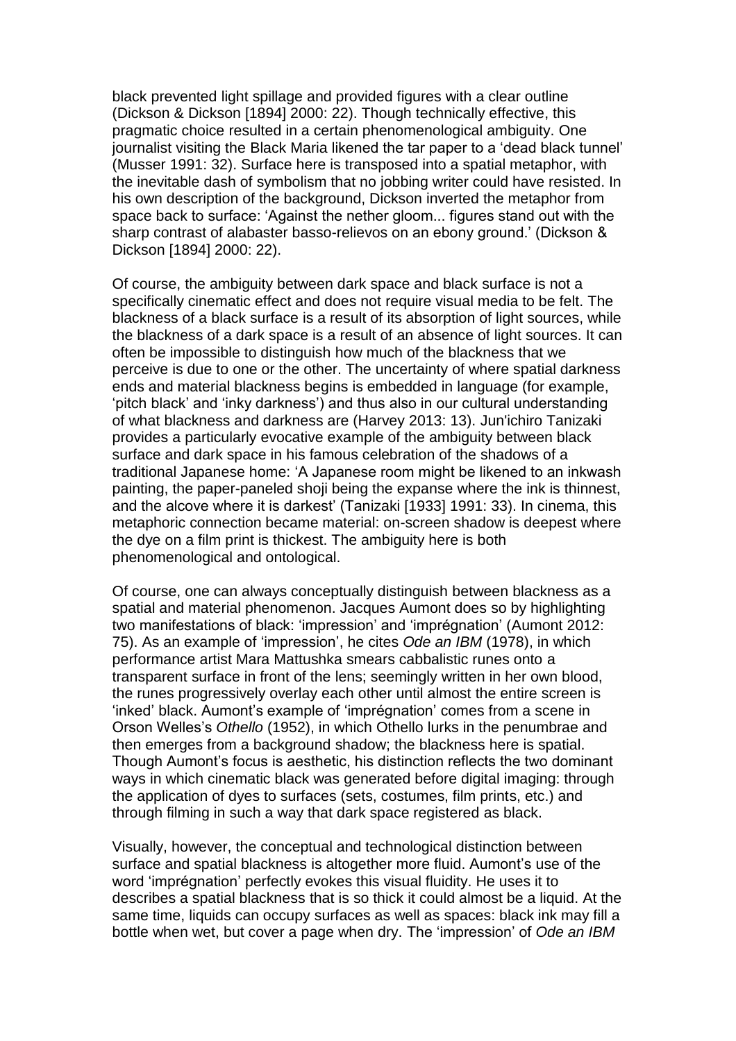black prevented light spillage and provided figures with a clear outline (Dickson & Dickson [1894] 2000: 22). Though technically effective, this pragmatic choice resulted in a certain phenomenological ambiguity. One journalist visiting the Black Maria likened the tar paper to a 'dead black tunnel' (Musser 1991: 32). Surface here is transposed into a spatial metaphor, with the inevitable dash of symbolism that no jobbing writer could have resisted. In his own description of the background, Dickson inverted the metaphor from space back to surface: 'Against the nether gloom... figures stand out with the sharp contrast of alabaster basso-relievos on an ebony ground.' (Dickson & Dickson [1894] 2000: 22).

Of course, the ambiguity between dark space and black surface is not a specifically cinematic effect and does not require visual media to be felt. The blackness of a black surface is a result of its absorption of light sources, while the blackness of a dark space is a result of an absence of light sources. It can often be impossible to distinguish how much of the blackness that we perceive is due to one or the other. The uncertainty of where spatial darkness ends and material blackness begins is embedded in language (for example, 'pitch black' and 'inky darkness') and thus also in our cultural understanding of what blackness and darkness are (Harvey 2013: 13). Jun'ichiro Tanizaki provides a particularly evocative example of the ambiguity between black surface and dark space in his famous celebration of the shadows of a traditional Japanese home: 'A Japanese room might be likened to an inkwash painting, the paper-paneled shoji being the expanse where the ink is thinnest, and the alcove where it is darkest' (Tanizaki [1933] 1991: 33). In cinema, this metaphoric connection became material: on-screen shadow is deepest where the dye on a film print is thickest. The ambiguity here is both phenomenological and ontological.

Of course, one can always conceptually distinguish between blackness as a spatial and material phenomenon. Jacques Aumont does so by highlighting two manifestations of black: 'impression' and 'imprégnation' (Aumont 2012: 75). As an example of 'impression', he cites *Ode an IBM* (1978), in which performance artist Mara Mattushka smears cabbalistic runes onto a transparent surface in front of the lens; seemingly written in her own blood, the runes progressively overlay each other until almost the entire screen is 'inked' black. Aumont's example of 'imprégnation' comes from a scene in Orson Welles's *Othello* (1952), in which Othello lurks in the penumbrae and then emerges from a background shadow; the blackness here is spatial. Though Aumont's focus is aesthetic, his distinction reflects the two dominant ways in which cinematic black was generated before digital imaging: through the application of dyes to surfaces (sets, costumes, film prints, etc.) and through filming in such a way that dark space registered as black.

Visually, however, the conceptual and technological distinction between surface and spatial blackness is altogether more fluid. Aumont's use of the word 'imprégnation' perfectly evokes this visual fluidity. He uses it to describes a spatial blackness that is so thick it could almost be a liquid. At the same time, liquids can occupy surfaces as well as spaces: black ink may fill a bottle when wet, but cover a page when dry. The 'impression' of *Ode an IBM*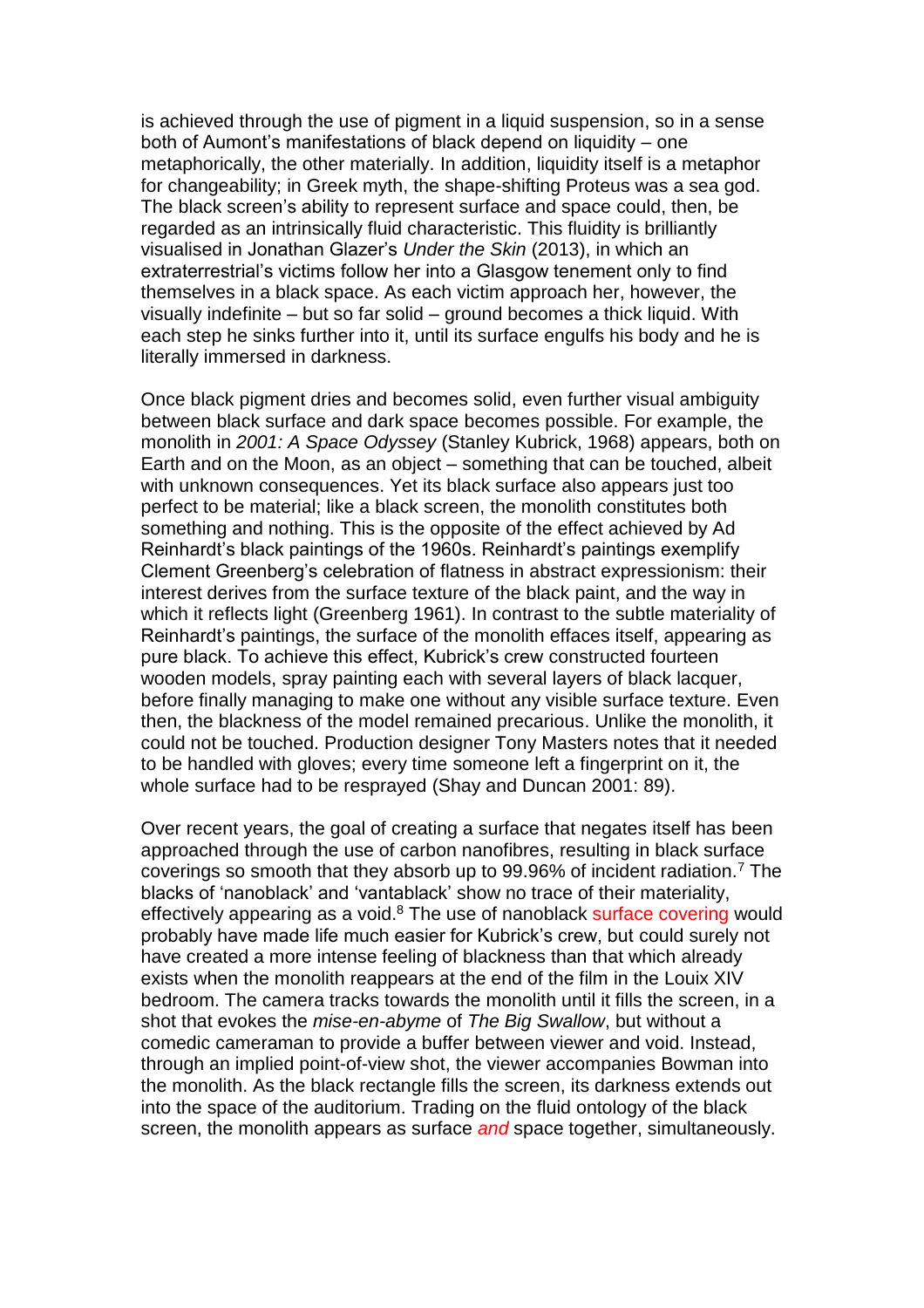is achieved through the use of pigment in a liquid suspension, so in a sense both of Aumont's manifestations of black depend on liquidity – one metaphorically, the other materially. In addition, liquidity itself is a metaphor for changeability; in Greek myth, the shape-shifting Proteus was a sea god. The black screen's ability to represent surface and space could, then, be regarded as an intrinsically fluid characteristic. This fluidity is brilliantly visualised in Jonathan Glazer's *Under the Skin* (2013), in which an extraterrestrial's victims follow her into a Glasgow tenement only to find themselves in a black space. As each victim approach her, however, the visually indefinite – but so far solid – ground becomes a thick liquid. With each step he sinks further into it, until its surface engulfs his body and he is literally immersed in darkness.

Once black pigment dries and becomes solid, even further visual ambiguity between black surface and dark space becomes possible. For example, the monolith in *2001: A Space Odyssey* (Stanley Kubrick, 1968) appears, both on Earth and on the Moon, as an object – something that can be touched, albeit with unknown consequences. Yet its black surface also appears just too perfect to be material; like a black screen, the monolith constitutes both something and nothing. This is the opposite of the effect achieved by Ad Reinhardt's black paintings of the 1960s. Reinhardt's paintings exemplify Clement Greenberg's celebration of flatness in abstract expressionism: their interest derives from the surface texture of the black paint, and the way in which it reflects light (Greenberg 1961). In contrast to the subtle materiality of Reinhardt's paintings, the surface of the monolith effaces itself, appearing as pure black. To achieve this effect, Kubrick's crew constructed fourteen wooden models, spray painting each with several layers of black lacquer, before finally managing to make one without any visible surface texture. Even then, the blackness of the model remained precarious. Unlike the monolith, it could not be touched. Production designer Tony Masters notes that it needed to be handled with gloves; every time someone left a fingerprint on it, the whole surface had to be resprayed (Shay and Duncan 2001: 89).

Over recent years, the goal of creating a surface that negates itself has been approached through the use of carbon nanofibres, resulting in black surface coverings so smooth that they absorb up to 99.96% of incident radiation.[7] The blacks of 'nanoblack' and 'vantablack' show no trace of their materiality, effectively appearing as a void.[8] The use of nanoblack surface covering would probably have made life much easier for Kubrick's crew, but could surely not have created a more intense feeling of blackness than that which already exists when the monolith reappears at the end of the film in the Louix XIV bedroom. The camera tracks towards the monolith until it fills the screen, in a shot that evokes the *mise-en-abyme* of *The Big Swallow*, but without a comedic cameraman to provide a buffer between viewer and void. Instead, through an implied point-of-view shot, the viewer accompanies Bowman into the monolith. As the black rectangle fills the screen, its darkness extends out into the space of the auditorium. Trading on the fluid ontology of the black screen, the monolith appears as surface *and* space together, simultaneously.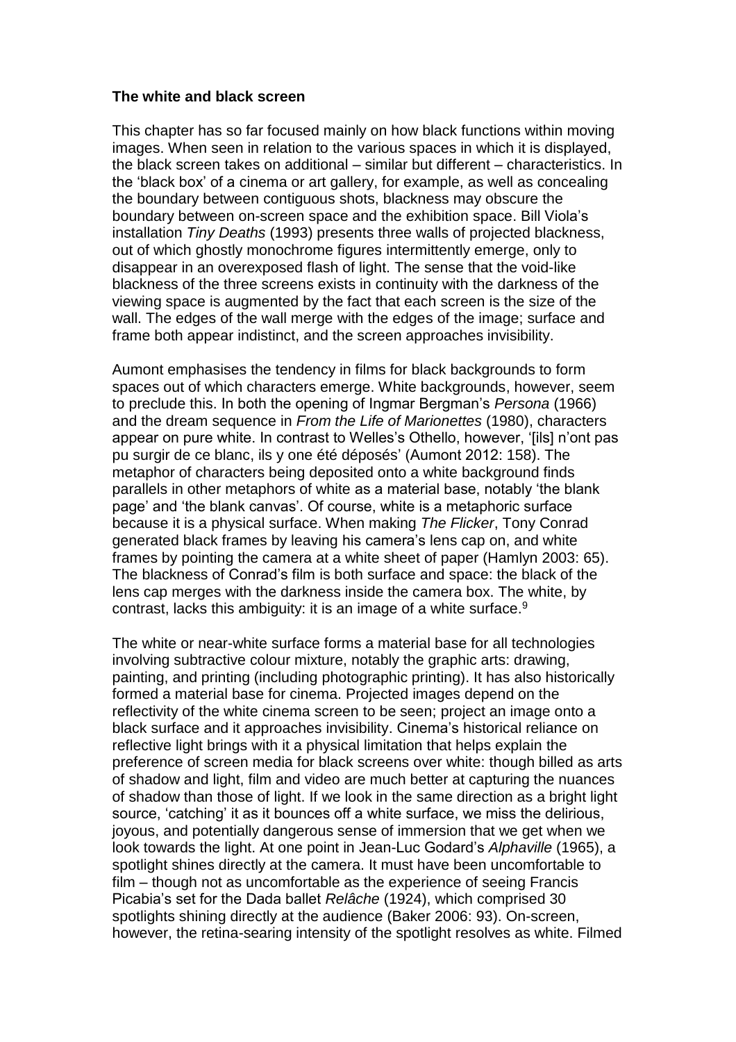**The white and black screen**

This chapter has so far focused mainly on how black functions within moving images. When seen in relation to the various spaces in which it is displayed, the black screen takes on additional – similar but different – characteristics. In the 'black box' of a cinema or art gallery, for example, as well as concealing the boundary between contiguous shots, blackness may obscure the boundary between on-screen space and the exhibition space. Bill Viola's installation *Tiny Deaths* (1993) presents three walls of projected blackness, out of which ghostly monochrome figures intermittently emerge, only to disappear in an overexposed flash of light. The sense that the void-like blackness of the three screens exists in continuity with the darkness of the viewing space is augmented by the fact that each screen is the size of the wall. The edges of the wall merge with the edges of the image; surface and frame both appear indistinct, and the screen approaches invisibility.

Aumont emphasises the tendency in films for black backgrounds to form spaces out of which characters emerge. White backgrounds, however, seem to preclude this. In both the opening of Ingmar Bergman's *Persona* (1966) and the dream sequence in *From the Life of Marionettes* (1980), characters appear on pure white. In contrast to Welles's Othello, however, '[ils] n'ont pas pu surgir de ce blanc, ils y one été déposés' (Aumont 2012: 158). The metaphor of characters being deposited onto a white background finds parallels in other metaphors of white as a material base, notably 'the blank page' and 'the blank canvas'. Of course, white is a metaphoric surface because it is a physical surface. When making *The Flicker*, Tony Conrad generated black frames by leaving his camera's lens cap on, and white frames by pointing the camera at a white sheet of paper (Hamlyn 2003: 65). The blackness of Conrad's film is both surface and space: the black of the lens cap merges with the darkness inside the camera box. The white, by contrast, lacks this ambiguity: it is an image of a white surface.[9]

The white or near-white surface forms a material base for all technologies involving subtractive colour mixture, notably the graphic arts: drawing, painting, and printing (including photographic printing). It has also historically formed a material base for cinema. Projected images depend on the reflectivity of the white cinema screen to be seen; project an image onto a black surface and it approaches invisibility. Cinema's historical reliance on reflective light brings with it a physical limitation that helps explain the preference of screen media for black screens over white: though billed as arts of shadow and light, film and video are much better at capturing the nuances of shadow than those of light. If we look in the same direction as a bright light source, 'catching' it as it bounces off a white surface, we miss the delirious, joyous, and potentially dangerous sense of immersion that we get when we look towards the light. At one point in Jean-Luc Godard's *Alphaville* (1965), a spotlight shines directly at the camera. It must have been uncomfortable to film – though not as uncomfortable as the experience of seeing Francis Picabia's set for the Dada ballet *Relâche* (1924), which comprised 30 spotlights shining directly at the audience (Baker 2006: 93). On-screen, however, the retina-searing intensity of the spotlight resolves as white. Filmed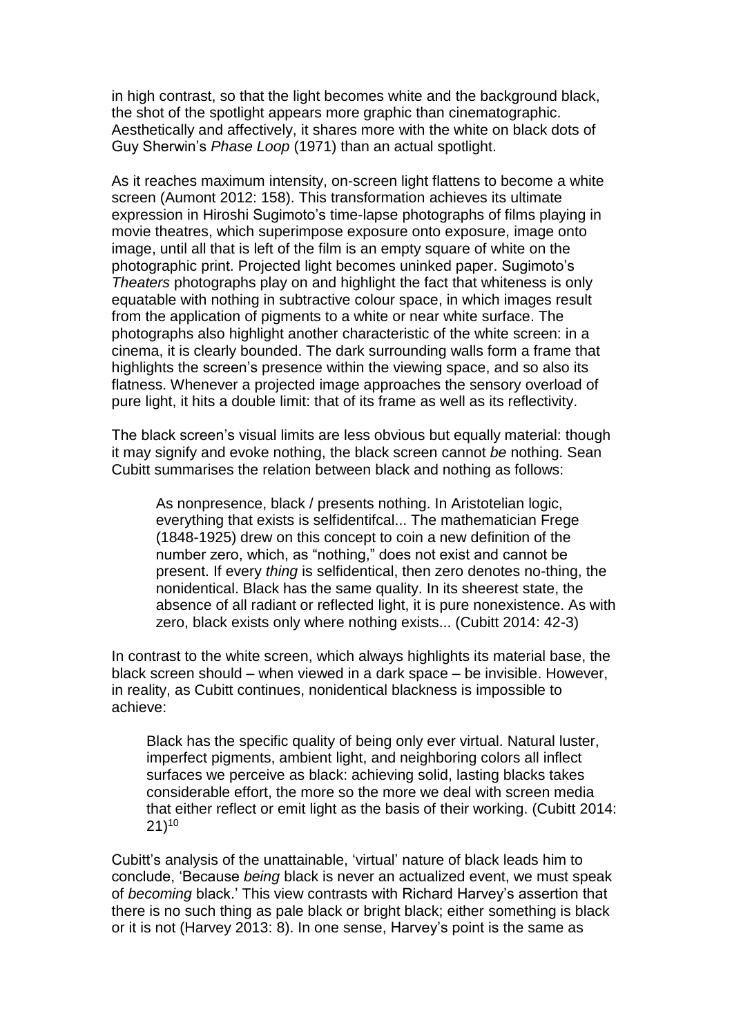in high contrast, so that the light becomes white and the background black, the shot of the spotlight appears more graphic than cinematographic. Aesthetically and affectively, it shares more with the white on black dots of Guy Sherwin's *Phase Loop* (1971) than an actual spotlight.

As it reaches maximum intensity, on-screen light flattens to become a white screen (Aumont 2012: 158). This transformation achieves its ultimate expression in Hiroshi Sugimoto's time-lapse photographs of films playing in movie theatres, which superimpose exposure onto exposure, image onto image, until all that is left of the film is an empty square of white on the photographic print. Projected light becomes uninked paper. Sugimoto's *Theaters* photographs play on and highlight the fact that whiteness is only equatable with nothing in subtractive colour space, in which images result from the application of pigments to a white or near white surface. The photographs also highlight another characteristic of the white screen: in a cinema, it is clearly bounded. The dark surrounding walls form a frame that highlights the screen's presence within the viewing space, and so also its flatness. Whenever a projected image approaches the sensory overload of pure light, it hits a double limit: that of its frame as well as its reflectivity.

The black screen's visual limits are less obvious but equally material: though it may signify and evoke nothing, the black screen cannot *be* nothing. Sean Cubitt summarises the relation between black and nothing as follows:

> As nonpresence, black / presents nothing. In Aristotelian logic, everything that exists is selfidentifcal... The mathematician Frege (1848-1925) drew on this concept to coin a new definition of the number zero, which, as "nothing," does not exist and cannot be present. If every *thing* is selfidentical, then zero denotes no-thing, the nonidentical. Black has the same quality. In its sheerest state, the absence of all radiant or reflected light, it is pure nonexistence. As with zero, black exists only where nothing exists... (Cubitt 2014: 42-3)

In contrast to the white screen, which always highlights its material base, the black screen should – when viewed in a dark space – be invisible. However, in reality, as Cubitt continues, nonidentical blackness is impossible to achieve:

> Black has the specific quality of being only ever virtual. Natural luster, imperfect pigments, ambient light, and neighboring colors all inflect surfaces we perceive as black: achieving solid, lasting blacks takes considerable effort, the more so the more we deal with screen media that either reflect or emit light as the basis of their working. (Cubitt 2014: 21)[10]

Cubitt's analysis of the unattainable, 'virtual' nature of black leads him to conclude, 'Because *being* black is never an actualized event, we must speak of *becoming* black.' This view contrasts with Richard Harvey's assertion that there is no such thing as pale black or bright black; either something is black or it is not (Harvey 2013: 8). In one sense, Harvey's point is the same as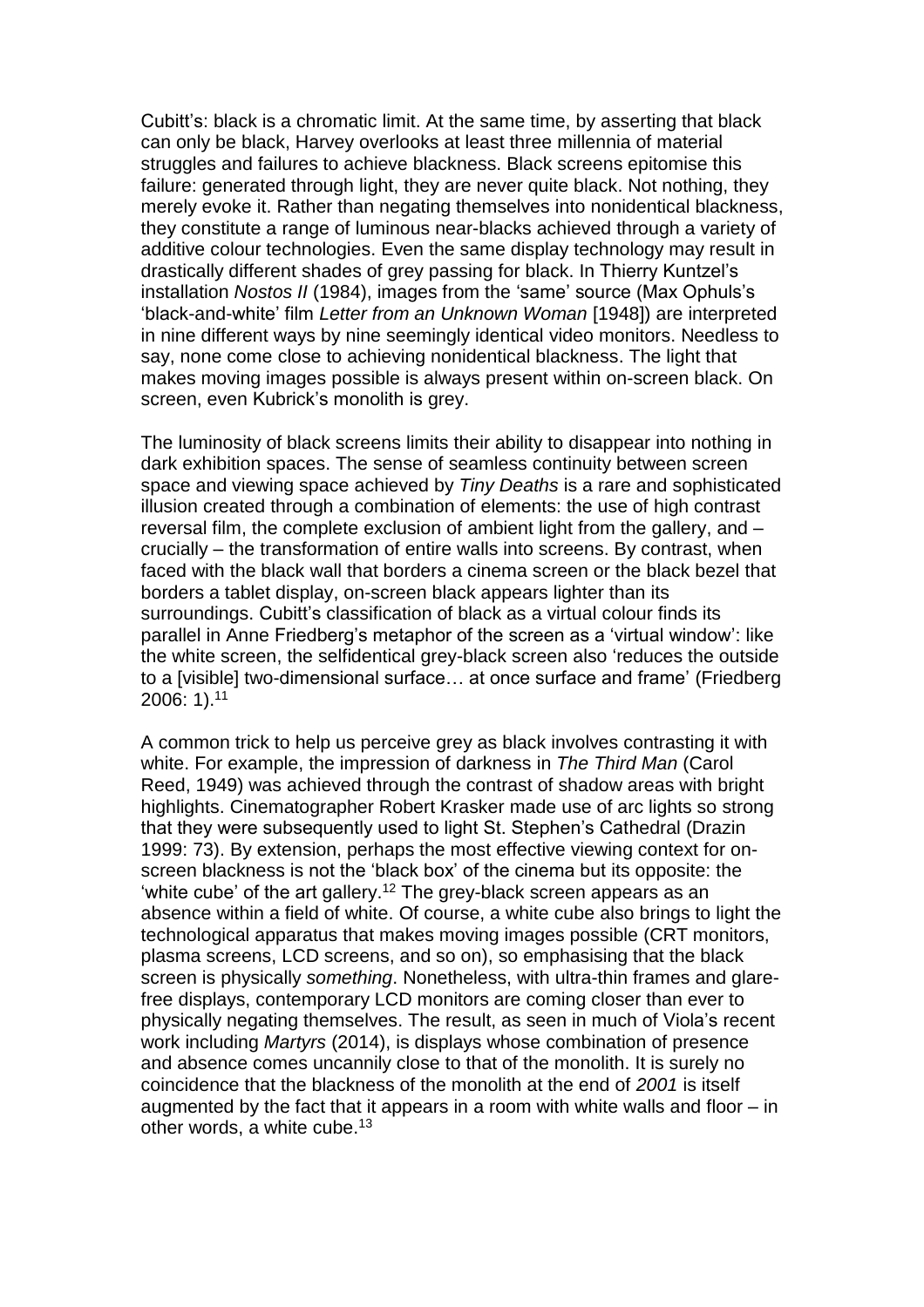Cubitt's: black is a chromatic limit. At the same time, by asserting that black can only be black, Harvey overlooks at least three millennia of material struggles and failures to achieve blackness. Black screens epitomise this failure: generated through light, they are never quite black. Not nothing, they merely evoke it. Rather than negating themselves into nonidentical blackness, they constitute a range of luminous near-blacks achieved through a variety of additive colour technologies. Even the same display technology may result in drastically different shades of grey passing for black. In Thierry Kuntzel's installation *Nostos II* (1984), images from the 'same' source (Max Ophuls's 'black-and-white' film *Letter from an Unknown Woman* [1948]) are interpreted in nine different ways by nine seemingly identical video monitors. Needless to say, none come close to achieving nonidentical blackness. The light that makes moving images possible is always present within on-screen black. On screen, even Kubrick's monolith is grey.

The luminosity of black screens limits their ability to disappear into nothing in dark exhibition spaces. The sense of seamless continuity between screen space and viewing space achieved by *Tiny Deaths* is a rare and sophisticated illusion created through a combination of elements: the use of high contrast reversal film, the complete exclusion of ambient light from the gallery, and – crucially – the transformation of entire walls into screens. By contrast, when faced with the black wall that borders a cinema screen or the black bezel that borders a tablet display, on-screen black appears lighter than its surroundings. Cubitt's classification of black as a virtual colour finds its parallel in Anne Friedberg's metaphor of the screen as a 'virtual window': like the white screen, the selfidentical grey-black screen also 'reduces the outside to a [visible] two-dimensional surface… at once surface and frame' (Friedberg 2006: 1).[11]

A common trick to help us perceive grey as black involves contrasting it with white. For example, the impression of darkness in *The Third Man* (Carol Reed, 1949) was achieved through the contrast of shadow areas with bright highlights. Cinematographer Robert Krasker made use of arc lights so strong that they were subsequently used to light St. Stephen's Cathedral (Drazin 1999: 73). By extension, perhaps the most effective viewing context for on-screen blackness is not the 'black box' of the cinema but its opposite: the 'white cube' of the art gallery.[12] The grey-black screen appears as an absence within a field of white. Of course, a white cube also brings to light the technological apparatus that makes moving images possible (CRT monitors, plasma screens, LCD screens, and so on), so emphasising that the black screen is physically *something*. Nonetheless, with ultra-thin frames and glare-free displays, contemporary LCD monitors are coming closer than ever to physically negating themselves. The result, as seen in much of Viola's recent work including *Martyrs* (2014), is displays whose combination of presence and absence comes uncannily close to that of the monolith. It is surely no coincidence that the blackness of the monolith at the end of *2001* is itself augmented by the fact that it appears in a room with white walls and floor – in other words, a white cube.[13]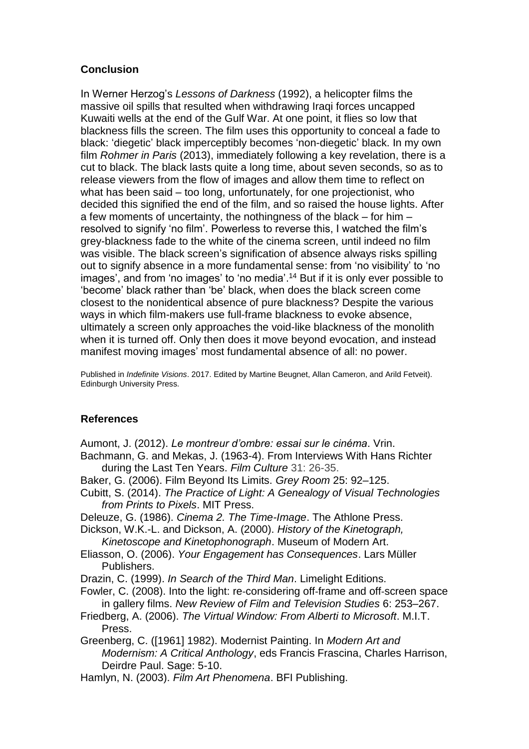## Conclusion

In Werner Herzog's *Lessons of Darkness* (1992), a helicopter films the massive oil spills that resulted when withdrawing Iraqi forces uncapped Kuwaiti wells at the end of the Gulf War. At one point, it flies so low that blackness fills the screen. The film uses this opportunity to conceal a fade to black: 'diegetic' black imperceptibly becomes 'non-diegetic' black. In my own film *Rohmer in Paris* (2013), immediately following a key revelation, there is a cut to black. The black lasts quite a long time, about seven seconds, so as to release viewers from the flow of images and allow them time to reflect on what has been said – too long, unfortunately, for one projectionist, who decided this signified the end of the film, and so raised the house lights. After a few moments of uncertainty, the nothingness of the black – for him – resolved to signify 'no film'. Powerless to reverse this, I watched the film's grey-blackness fade to the white of the cinema screen, until indeed no film was visible. The black screen's signification of absence always risks spilling out to signify absence in a more fundamental sense: from 'no visibility' to 'no images', and from 'no images' to 'no media'.[14] But if it is only ever possible to 'become' black rather than 'be' black, when does the black screen come closest to the nonidentical absence of pure blackness? Despite the various ways in which film-makers use full-frame blackness to evoke absence, ultimately a screen only approaches the void-like blackness of the monolith when it is turned off. Only then does it move beyond evocation, and instead manifest moving images' most fundamental absence of all: no power.

Published in *Indefinite Visions*. 2017. Edited by Martine Beugnet, Allan Cameron, and Arild Fetveit). Edinburgh University Press.

## References

Aumont, J. (2012). *Le montreur d'ombre: essai sur le cinéma*. Vrin.

Bachmann, G. and Mekas, J. (1963-4). From Interviews With Hans Richter during the Last Ten Years. *Film Culture* 31: 26-35.

Baker, G. (2006). Film Beyond Its Limits. *Grey Room* 25: 92–125.

Cubitt, S. (2014). *The Practice of Light: A Genealogy of Visual Technologies from Prints to Pixels*. MIT Press.

Deleuze, G. (1986). *Cinema 2. The Time-Image*. The Athlone Press.

Dickson, W.K.-L. and Dickson, A. (2000). *History of the Kinetograph, Kinetoscope and Kinetophonograph*. Museum of Modern Art.

Eliasson, O. (2006). *Your Engagement has Consequences*. Lars Müller Publishers.

Drazin, C. (1999). *In Search of the Third Man*. Limelight Editions.

Fowler, C. (2008). Into the light: re-considering off-frame and off-screen space in gallery films. *New Review of Film and Television Studies* 6: 253–267.

Friedberg, A. (2006). *The Virtual Window: From Alberti to Microsoft*. M.I.T. Press.

Greenberg, C. ([1961] 1982). Modernist Painting. In *Modern Art and Modernism: A Critical Anthology*, eds Francis Frascina, Charles Harrison, Deirdre Paul. Sage: 5-10.

Hamlyn, N. (2003). *Film Art Phenomena*. BFI Publishing.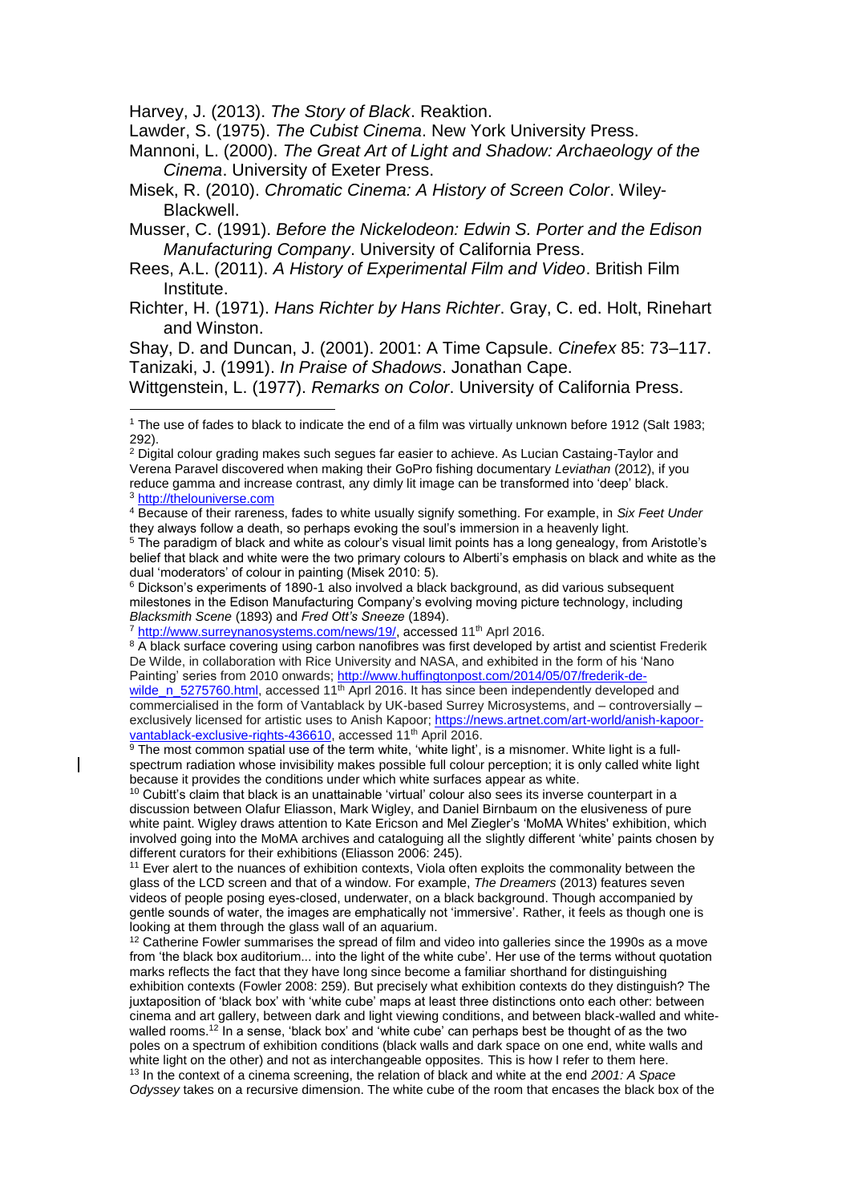Harvey, J. (2013). *The Story of Black*. Reaktion.

Lawder, S. (1975). *The Cubist Cinema*. New York University Press.

Mannoni, L. (2000). *The Great Art of Light and Shadow: Archaeology of the Cinema*. University of Exeter Press.

Misek, R. (2010). *Chromatic Cinema: A History of Screen Color*. Wiley-Blackwell.

Musser, C. (1991). *Before the Nickelodeon: Edwin S. Porter and the Edison Manufacturing Company*. University of California Press.

Rees, A.L. (2011). *A History of Experimental Film and Video*. British Film Institute.

Richter, H. (1971). *Hans Richter by Hans Richter*. Gray, C. ed. Holt, Rinehart and Winston.

Shay, D. and Duncan, J. (2001). 2001: A Time Capsule. *Cinefex* 85: 73–117.

Tanizaki, J. (1991). *In Praise of Shadows*. Jonathan Cape.

Wittgenstein, L. (1977). *Remarks on Color*. University of California Press.

---

[1] The use of fades to black to indicate the end of a film was virtually unknown before 1912 (Salt 1983; 292).

[2] Digital colour grading makes such segues far easier to achieve. As Lucian Castaing-Taylor and Verena Paravel discovered when making their GoPro fishing documentary *Leviathan* (2012), if you reduce gamma and increase contrast, any dimly lit image can be transformed into 'deep' black.

[3] http://thelouniverse.com

[4] Because of their rareness, fades to white usually signify something. For example, in *Six Feet Under* they always follow a death, so perhaps evoking the soul's immersion in a heavenly light.

[5] The paradigm of black and white as colour's visual limit points has a long genealogy, from Aristotle's belief that black and white were the two primary colours to Alberti's emphasis on black and white as the dual 'moderators' of colour in painting (Misek 2010: 5).

[6] Dickson's experiments of 1890-1 also involved a black background, as did various subsequent milestones in the Edison Manufacturing Company's evolving moving picture technology, including *Blacksmith Scene* (1893) and *Fred Ott's Sneeze* (1894).

[7] http://www.surreynanosystems.com/news/19/, accessed 11th Aprl 2016.

[8] A black surface covering using carbon nanofibres was first developed by artist and scientist Frederik De Wilde, in collaboration with Rice University and NASA, and exhibited in the form of his 'Nano Painting' series from 2010 onwards; http://www.huffingtonpost.com/2014/05/07/frederik-de-wilde_n_5275760.html, accessed 11th Aprl 2016. It has since been independently developed and commercialised in the form of Vantablack by UK-based Surrey Microsystems, and – controversially – exclusively licensed for artistic uses to Anish Kapoor; https://news.artnet.com/art-world/anish-kapoor-vantablack-exclusive-rights-436610, accessed 11th April 2016.

[9] The most common spatial use of the term white, 'white light', is a misnomer. White light is a full-spectrum radiation whose invisibility makes possible full colour perception; it is only called white light because it provides the conditions under which white surfaces appear as white.

[10] Cubitt's claim that black is an unattainable 'virtual' colour also sees its inverse counterpart in a discussion between Olafur Eliasson, Mark Wigley, and Daniel Birnbaum on the elusiveness of pure white paint. Wigley draws attention to Kate Ericson and Mel Ziegler's 'MoMA Whites' exhibition, which involved going into the MoMA archives and cataloguing all the slightly different 'white' paints chosen by different curators for their exhibitions (Eliasson 2006: 245).

[11] Ever alert to the nuances of exhibition contexts, Viola often exploits the commonality between the glass of the LCD screen and that of a window. For example, *The Dreamers* (2013) features seven videos of people posing eyes-closed, underwater, on a black background. Though accompanied by gentle sounds of water, the images are emphatically not 'immersive'. Rather, it feels as though one is looking at them through the glass wall of an aquarium.

[12] Catherine Fowler summarises the spread of film and video into galleries since the 1990s as a move from 'the black box auditorium... into the light of the white cube'. Her use of the terms without quotation marks reflects the fact that they have long since become a familiar shorthand for distinguishing exhibition contexts (Fowler 2008: 259). But precisely what exhibition contexts do they distinguish? The juxtaposition of 'black box' with 'white cube' maps at least three distinctions onto each other: between cinema and art gallery, between dark and light viewing conditions, and between black-walled and white-walled rooms.[12] In a sense, 'black box' and 'white cube' can perhaps best be thought of as the two poles on a spectrum of exhibition conditions (black walls and dark space on one end, white walls and white light on the other) and not as interchangeable opposites. This is how I refer to them here.

[13] In the context of a cinema screening, the relation of black and white at the end *2001: A Space Odyssey* takes on a recursive dimension. The white cube of the room that encases the black box of the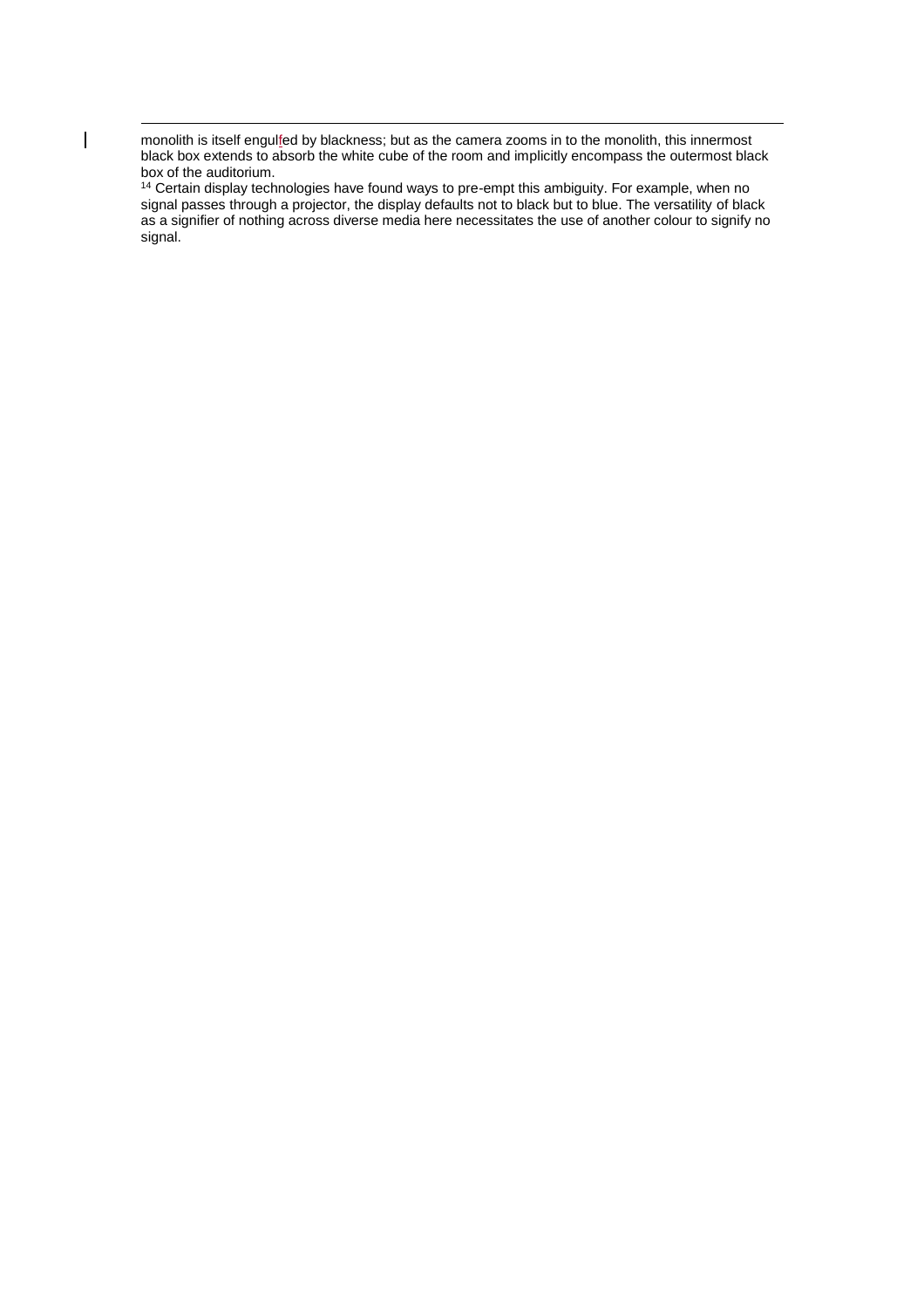monolith is itself engulfed by blackness; but as the camera zooms in to the monolith, this innermost black box extends to absorb the white cube of the room and implicitly encompass the outermost black box of the auditorium.

[14] Certain display technologies have found ways to pre-empt this ambiguity. For example, when no signal passes through a projector, the display defaults not to black but to blue. The versatility of black as a signifier of nothing across diverse media here necessitates the use of another colour to signify no signal.